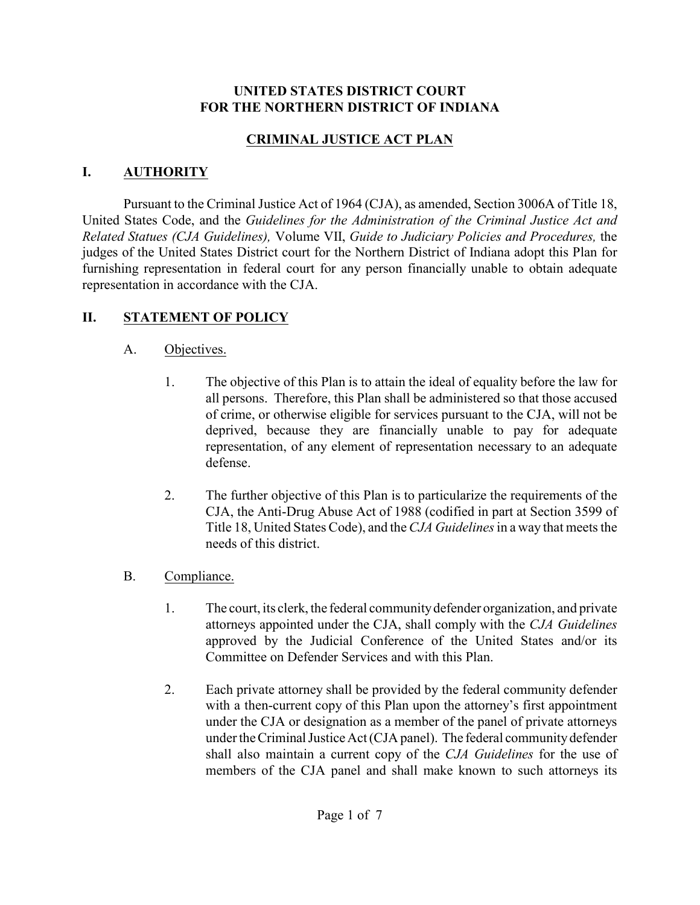**UNITED STATES DISTRICT COURT**
**FOR THE NORTHERN DISTRICT OF INDIANA**

**CRIMINAL JUSTICE ACT PLAN**

## I. AUTHORITY

Pursuant to the Criminal Justice Act of 1964 (CJA), as amended, Section 3006A of Title 18, United States Code, and the *Guidelines for the Administration of the Criminal Justice Act and Related Statues (CJA Guidelines),* Volume VII, *Guide to Judiciary Policies and Procedures,* the judges of the United States District court for the Northern District of Indiana adopt this Plan for furnishing representation in federal court for any person financially unable to obtain adequate representation in accordance with the CJA.

## II. STATEMENT OF POLICY

### A. Objectives.

1. The objective of this Plan is to attain the ideal of equality before the law for all persons. Therefore, this Plan shall be administered so that those accused of crime, or otherwise eligible for services pursuant to the CJA, will not be deprived, because they are financially unable to pay for adequate representation, of any element of representation necessary to an adequate defense.

2. The further objective of this Plan is to particularize the requirements of the CJA, the Anti-Drug Abuse Act of 1988 (codified in part at Section 3599 of Title 18, United States Code), and the *CJA Guidelines* in a way that meets the needs of this district.

### B. Compliance.

1. The court, its clerk, the federal community defender organization, and private attorneys appointed under the CJA, shall comply with the *CJA Guidelines* approved by the Judicial Conference of the United States and/or its Committee on Defender Services and with this Plan.

2. Each private attorney shall be provided by the federal community defender with a then-current copy of this Plan upon the attorney's first appointment under the CJA or designation as a member of the panel of private attorneys under the Criminal Justice Act (CJA panel). The federal community defender shall also maintain a current copy of the *CJA Guidelines* for the use of members of the CJA panel and shall make known to such attorneys its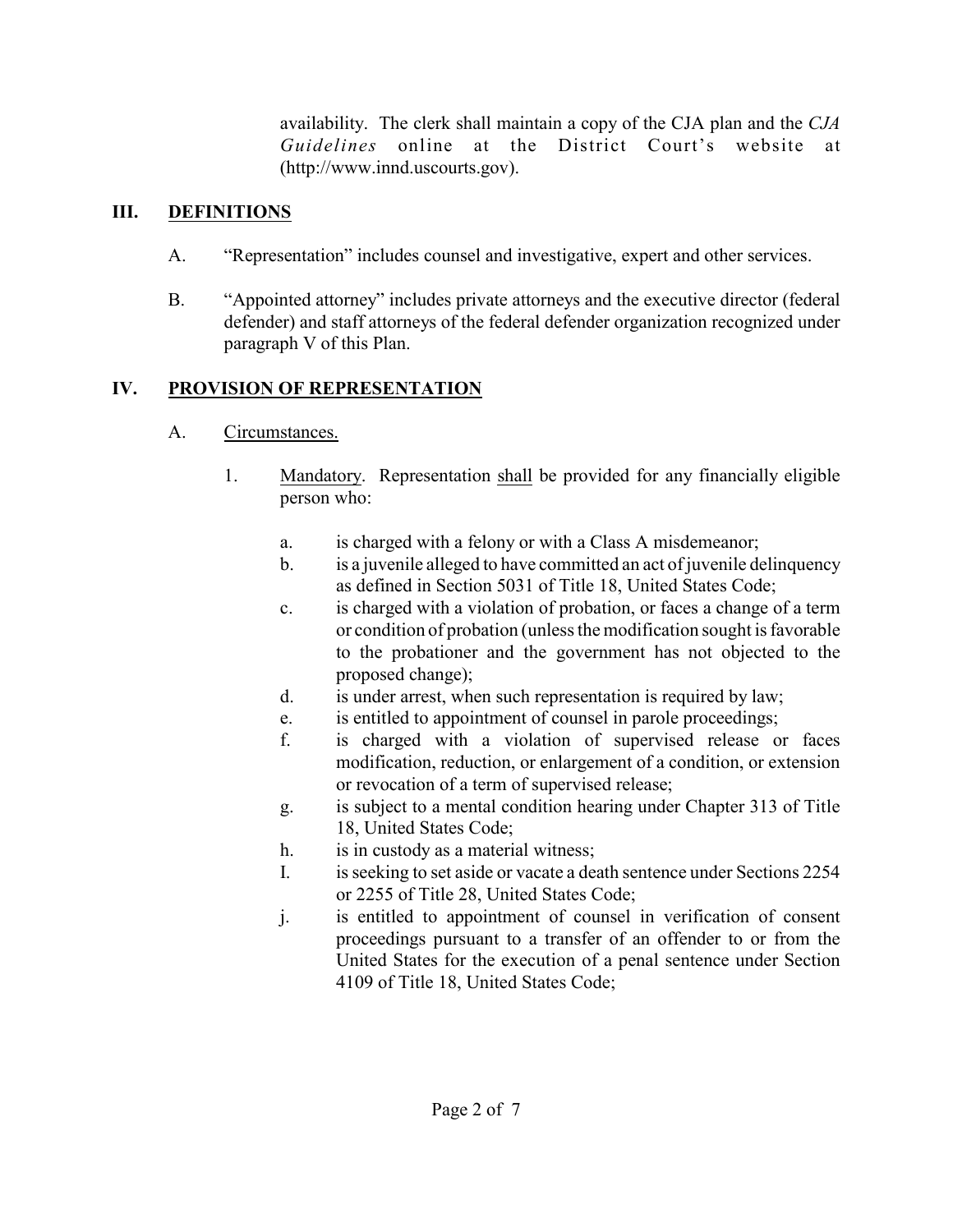availability. The clerk shall maintain a copy of the CJA plan and the *CJA Guidelines* online at the District Court's website at (http://www.innd.uscourts.gov).

## III. DEFINITIONS

A. "Representation" includes counsel and investigative, expert and other services.

B. "Appointed attorney" includes private attorneys and the executive director (federal defender) and staff attorneys of the federal defender organization recognized under paragraph V of this Plan.

## IV. PROVISION OF REPRESENTATION

A. Circumstances.

1. Mandatory. Representation shall be provided for any financially eligible person who:

   a. is charged with a felony or with a Class A misdemeanor;

   b. is a juvenile alleged to have committed an act of juvenile delinquency as defined in Section 5031 of Title 18, United States Code;

   c. is charged with a violation of probation, or faces a change of a term or condition of probation (unless the modification sought is favorable to the probationer and the government has not objected to the proposed change);

   d. is under arrest, when such representation is required by law;

   e. is entitled to appointment of counsel in parole proceedings;

   f. is charged with a violation of supervised release or faces modification, reduction, or enlargement of a condition, or extension or revocation of a term of supervised release;

   g. is subject to a mental condition hearing under Chapter 313 of Title 18, United States Code;

   h. is in custody as a material witness;

   I. is seeking to set aside or vacate a death sentence under Sections 2254 or 2255 of Title 28, United States Code;

   j. is entitled to appointment of counsel in verification of consent proceedings pursuant to a transfer of an offender to or from the United States for the execution of a penal sentence under Section 4109 of Title 18, United States Code;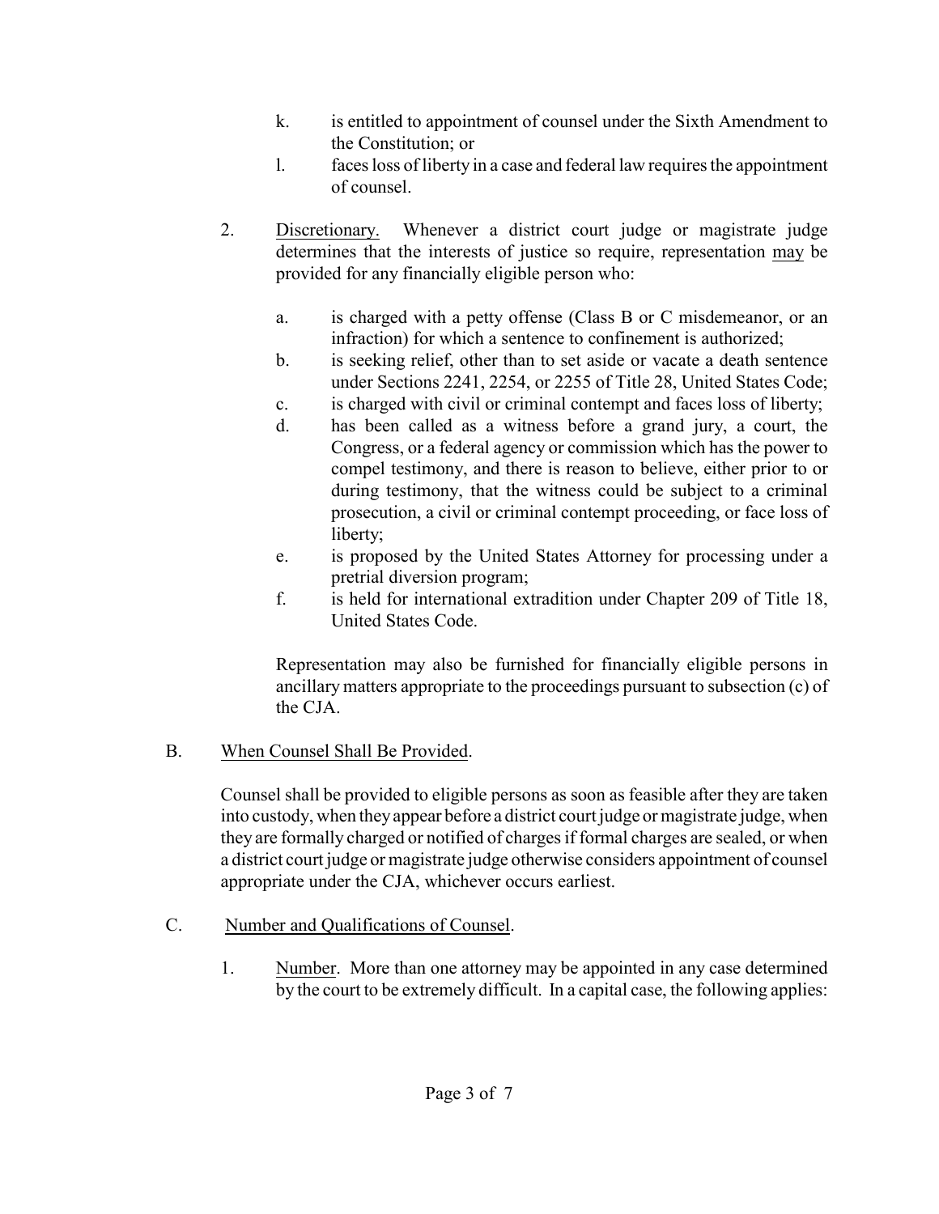k. is entitled to appointment of counsel under the Sixth Amendment to the Constitution; or

l. faces loss of liberty in a case and federal law requires the appointment of counsel.

2. Discretionary. Whenever a district court judge or magistrate judge determines that the interests of justice so require, representation may be provided for any financially eligible person who:

   a. is charged with a petty offense (Class B or C misdemeanor, or an infraction) for which a sentence to confinement is authorized;

   b. is seeking relief, other than to set aside or vacate a death sentence under Sections 2241, 2254, or 2255 of Title 28, United States Code;

   c. is charged with civil or criminal contempt and faces loss of liberty;

   d. has been called as a witness before a grand jury, a court, the Congress, or a federal agency or commission which has the power to compel testimony, and there is reason to believe, either prior to or during testimony, that the witness could be subject to a criminal prosecution, a civil or criminal contempt proceeding, or face loss of liberty;

   e. is proposed by the United States Attorney for processing under a pretrial diversion program;

   f. is held for international extradition under Chapter 209 of Title 18, United States Code.

   Representation may also be furnished for financially eligible persons in ancillary matters appropriate to the proceedings pursuant to subsection (c) of the CJA.

B. When Counsel Shall Be Provided.

Counsel shall be provided to eligible persons as soon as feasible after they are taken into custody, when they appear before a district court judge or magistrate judge, when they are formally charged or notified of charges if formal charges are sealed, or when a district court judge or magistrate judge otherwise considers appointment of counsel appropriate under the CJA, whichever occurs earliest.

C. Number and Qualifications of Counsel.

1. Number. More than one attorney may be appointed in any case determined by the court to be extremely difficult. In a capital case, the following applies: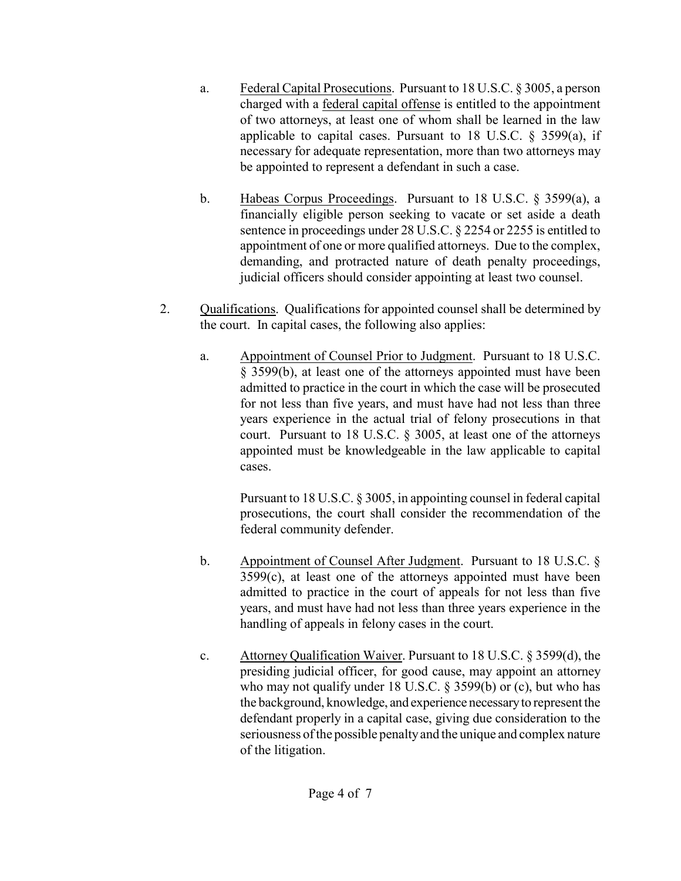a. Federal Capital Prosecutions. Pursuant to 18 U.S.C. § 3005, a person charged with a federal capital offense is entitled to the appointment of two attorneys, at least one of whom shall be learned in the law applicable to capital cases. Pursuant to 18 U.S.C. § 3599(a), if necessary for adequate representation, more than two attorneys may be appointed to represent a defendant in such a case.

b. Habeas Corpus Proceedings. Pursuant to 18 U.S.C. § 3599(a), a financially eligible person seeking to vacate or set aside a death sentence in proceedings under 28 U.S.C. § 2254 or 2255 is entitled to appointment of one or more qualified attorneys. Due to the complex, demanding, and protracted nature of death penalty proceedings, judicial officers should consider appointing at least two counsel.

2. Qualifications. Qualifications for appointed counsel shall be determined by the court. In capital cases, the following also applies:

a. Appointment of Counsel Prior to Judgment. Pursuant to 18 U.S.C. § 3599(b), at least one of the attorneys appointed must have been admitted to practice in the court in which the case will be prosecuted for not less than five years, and must have had not less than three years experience in the actual trial of felony prosecutions in that court. Pursuant to 18 U.S.C. § 3005, at least one of the attorneys appointed must be knowledgeable in the law applicable to capital cases.

Pursuant to 18 U.S.C. § 3005, in appointing counsel in federal capital prosecutions, the court shall consider the recommendation of the federal community defender.

b. Appointment of Counsel After Judgment. Pursuant to 18 U.S.C. § 3599(c), at least one of the attorneys appointed must have been admitted to practice in the court of appeals for not less than five years, and must have had not less than three years experience in the handling of appeals in felony cases in the court.

c. Attorney Qualification Waiver. Pursuant to 18 U.S.C. § 3599(d), the presiding judicial officer, for good cause, may appoint an attorney who may not qualify under 18 U.S.C. § 3599(b) or (c), but who has the background, knowledge, and experience necessary to represent the defendant properly in a capital case, giving due consideration to the seriousness of the possible penalty and the unique and complex nature of the litigation.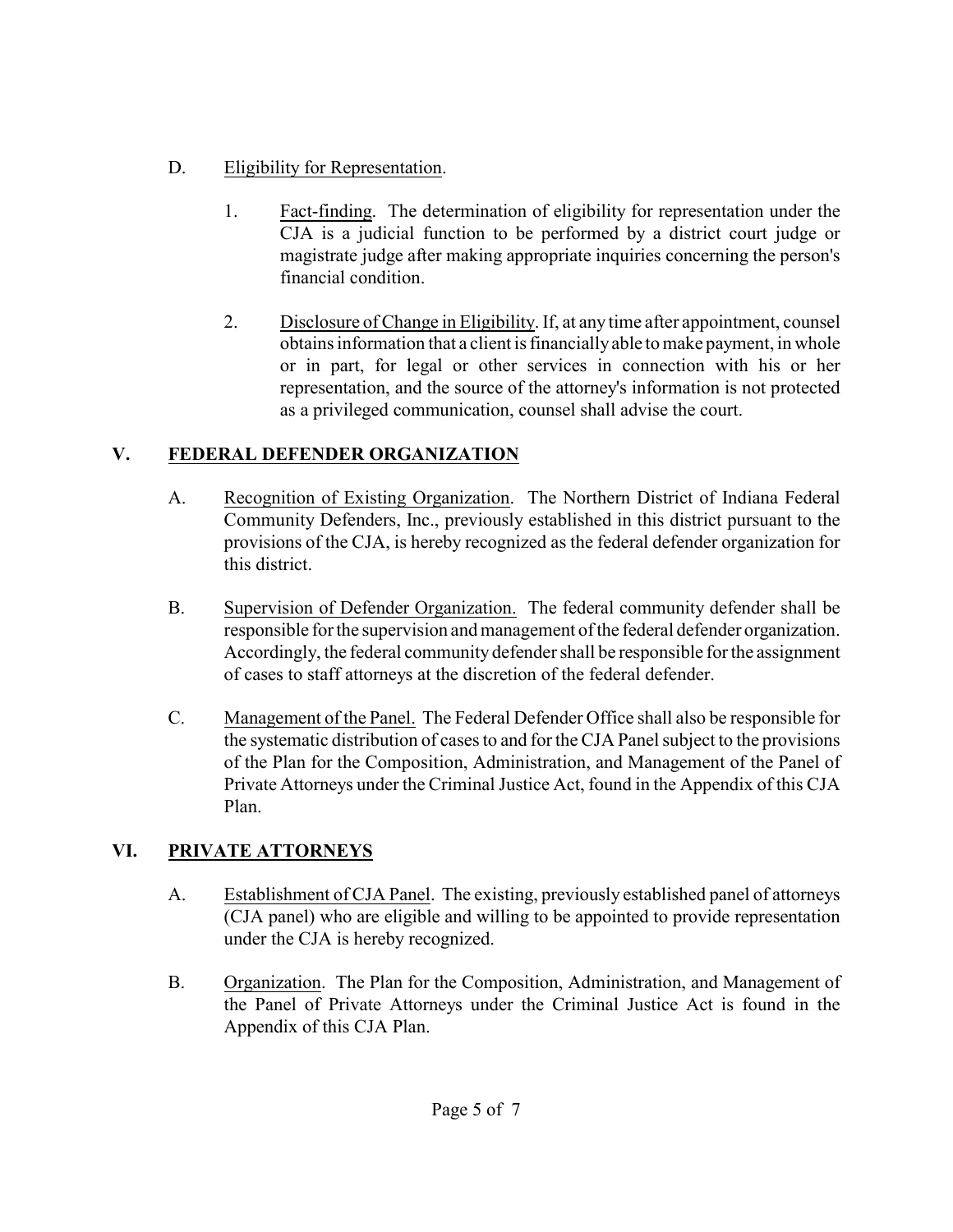D. Eligibility for Representation.

1. Fact-finding. The determination of eligibility for representation under the CJA is a judicial function to be performed by a district court judge or magistrate judge after making appropriate inquiries concerning the person's financial condition.

2. Disclosure of Change in Eligibility. If, at any time after appointment, counsel obtains information that a client is financially able to make payment, in whole or in part, for legal or other services in connection with his or her representation, and the source of the attorney's information is not protected as a privileged communication, counsel shall advise the court.

## V. FEDERAL DEFENDER ORGANIZATION

A. Recognition of Existing Organization. The Northern District of Indiana Federal Community Defenders, Inc., previously established in this district pursuant to the provisions of the CJA, is hereby recognized as the federal defender organization for this district.

B. Supervision of Defender Organization. The federal community defender shall be responsible for the supervision and management of the federal defender organization. Accordingly, the federal community defender shall be responsible for the assignment of cases to staff attorneys at the discretion of the federal defender.

C. Management of the Panel. The Federal Defender Office shall also be responsible for the systematic distribution of cases to and for the CJA Panel subject to the provisions of the Plan for the Composition, Administration, and Management of the Panel of Private Attorneys under the Criminal Justice Act, found in the Appendix of this CJA Plan.

## VI. PRIVATE ATTORNEYS

A. Establishment of CJA Panel. The existing, previously established panel of attorneys (CJA panel) who are eligible and willing to be appointed to provide representation under the CJA is hereby recognized.

B. Organization. The Plan for the Composition, Administration, and Management of the Panel of Private Attorneys under the Criminal Justice Act is found in the Appendix of this CJA Plan.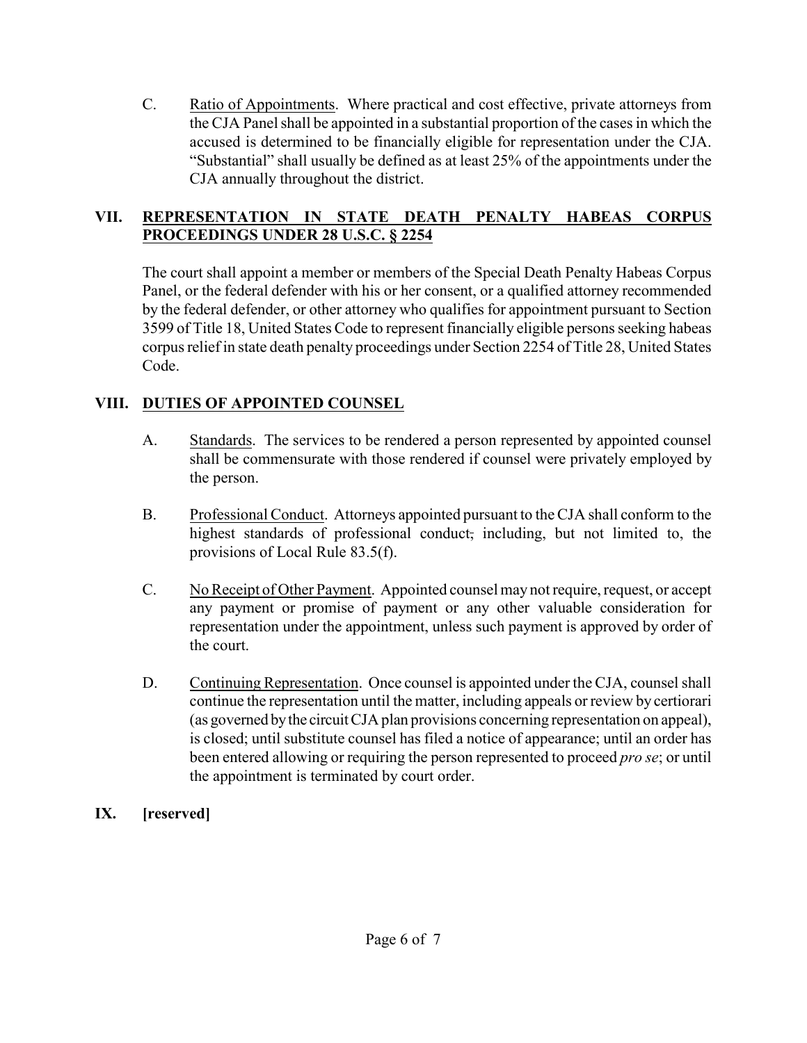C. Ratio of Appointments. Where practical and cost effective, private attorneys from the CJA Panel shall be appointed in a substantial proportion of the cases in which the accused is determined to be financially eligible for representation under the CJA. "Substantial" shall usually be defined as at least 25% of the appointments under the CJA annually throughout the district.

## VII. REPRESENTATION IN STATE DEATH PENALTY HABEAS CORPUS PROCEEDINGS UNDER 28 U.S.C. § 2254

The court shall appoint a member or members of the Special Death Penalty Habeas Corpus Panel, or the federal defender with his or her consent, or a qualified attorney recommended by the federal defender, or other attorney who qualifies for appointment pursuant to Section 3599 of Title 18, United States Code to represent financially eligible persons seeking habeas corpus relief in state death penalty proceedings under Section 2254 of Title 28, United States Code.

## VIII. DUTIES OF APPOINTED COUNSEL

A. Standards. The services to be rendered a person represented by appointed counsel shall be commensurate with those rendered if counsel were privately employed by the person.

B. Professional Conduct. Attorneys appointed pursuant to the CJA shall conform to the highest standards of professional conduct, including, but not limited to, the provisions of Local Rule 83.5(f).

C. No Receipt of Other Payment. Appointed counsel may not require, request, or accept any payment or promise of payment or any other valuable consideration for representation under the appointment, unless such payment is approved by order of the court.

D. Continuing Representation. Once counsel is appointed under the CJA, counsel shall continue the representation until the matter, including appeals or review by certiorari (as governed by the circuit CJA plan provisions concerning representation on appeal), is closed; until substitute counsel has filed a notice of appearance; until an order has been entered allowing or requiring the person represented to proceed *pro se*; or until the appointment is terminated by court order.

## IX. [reserved]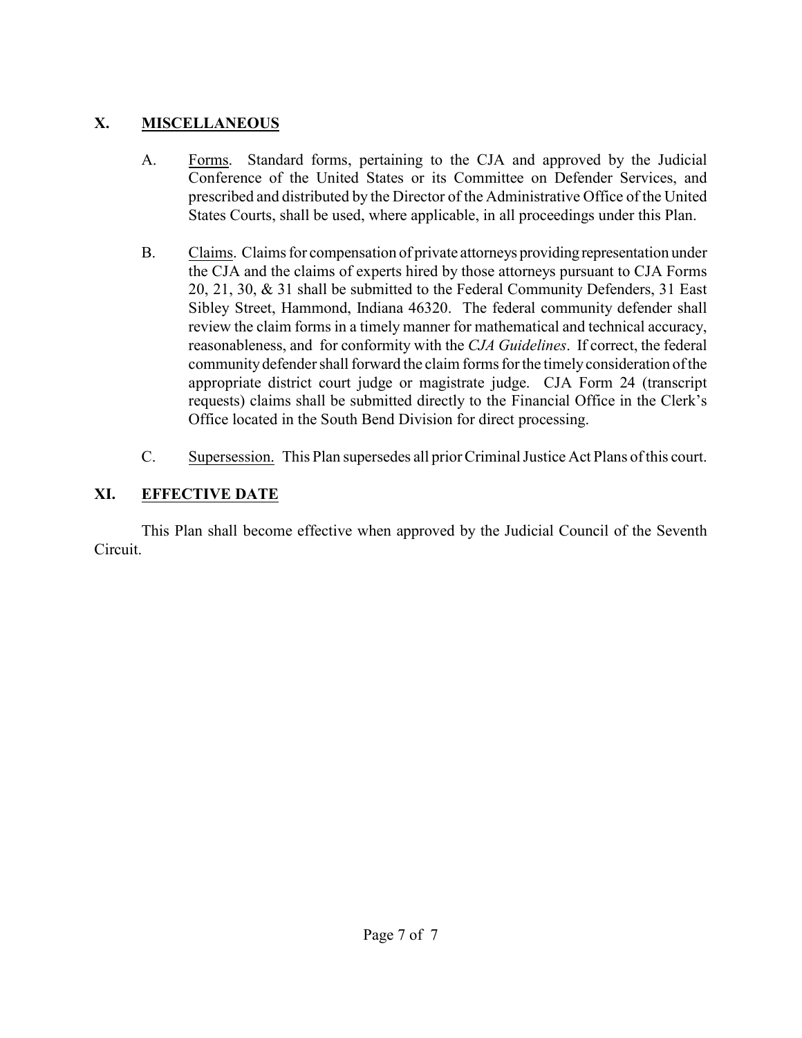## X. MISCELLANEOUS

A. Forms. Standard forms, pertaining to the CJA and approved by the Judicial Conference of the United States or its Committee on Defender Services, and prescribed and distributed by the Director of the Administrative Office of the United States Courts, shall be used, where applicable, in all proceedings under this Plan.

B. Claims. Claims for compensation of private attorneys providing representation under the CJA and the claims of experts hired by those attorneys pursuant to CJA Forms 20, 21, 30, & 31 shall be submitted to the Federal Community Defenders, 31 East Sibley Street, Hammond, Indiana 46320. The federal community defender shall review the claim forms in a timely manner for mathematical and technical accuracy, reasonableness, and for conformity with the *CJA Guidelines*. If correct, the federal community defender shall forward the claim forms for the timely consideration of the appropriate district court judge or magistrate judge. CJA Form 24 (transcript requests) claims shall be submitted directly to the Financial Office in the Clerk's Office located in the South Bend Division for direct processing.

C. Supersession. This Plan supersedes all prior Criminal Justice Act Plans of this court.

## XI. EFFECTIVE DATE

This Plan shall become effective when approved by the Judicial Council of the Seventh Circuit.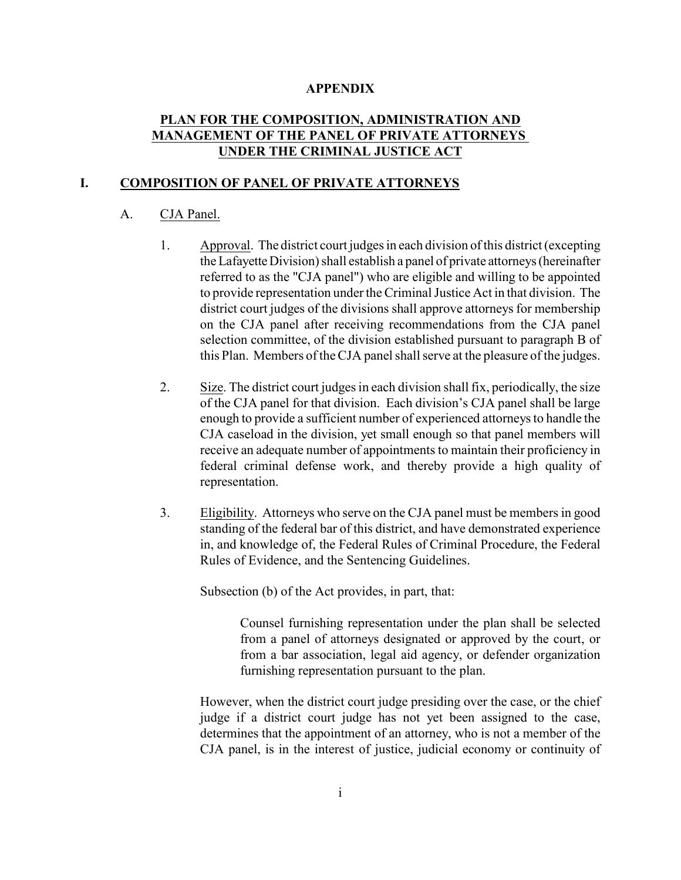**APPENDIX**

## PLAN FOR THE COMPOSITION, ADMINISTRATION AND MANAGEMENT OF THE PANEL OF PRIVATE ATTORNEYS UNDER THE CRIMINAL JUSTICE ACT

## I. COMPOSITION OF PANEL OF PRIVATE ATTORNEYS

A. CJA Panel.

1. Approval. The district court judges in each division of this district (excepting the Lafayette Division) shall establish a panel of private attorneys (hereinafter referred to as the "CJA panel") who are eligible and willing to be appointed to provide representation under the Criminal Justice Act in that division. The district court judges of the divisions shall approve attorneys for membership on the CJA panel after receiving recommendations from the CJA panel selection committee, of the division established pursuant to paragraph B of this Plan. Members of the CJA panel shall serve at the pleasure of the judges.

2. Size. The district court judges in each division shall fix, periodically, the size of the CJA panel for that division. Each division's CJA panel shall be large enough to provide a sufficient number of experienced attorneys to handle the CJA caseload in the division, yet small enough so that panel members will receive an adequate number of appointments to maintain their proficiency in federal criminal defense work, and thereby provide a high quality of representation.

3. Eligibility. Attorneys who serve on the CJA panel must be members in good standing of the federal bar of this district, and have demonstrated experience in, and knowledge of, the Federal Rules of Criminal Procedure, the Federal Rules of Evidence, and the Sentencing Guidelines.

   Subsection (b) of the Act provides, in part, that:

   > Counsel furnishing representation under the plan shall be selected from a panel of attorneys designated or approved by the court, or from a bar association, legal aid agency, or defender organization furnishing representation pursuant to the plan.

   However, when the district court judge presiding over the case, or the chief judge if a district court judge has not yet been assigned to the case, determines that the appointment of an attorney, who is not a member of the CJA panel, is in the interest of justice, judicial economy or continuity of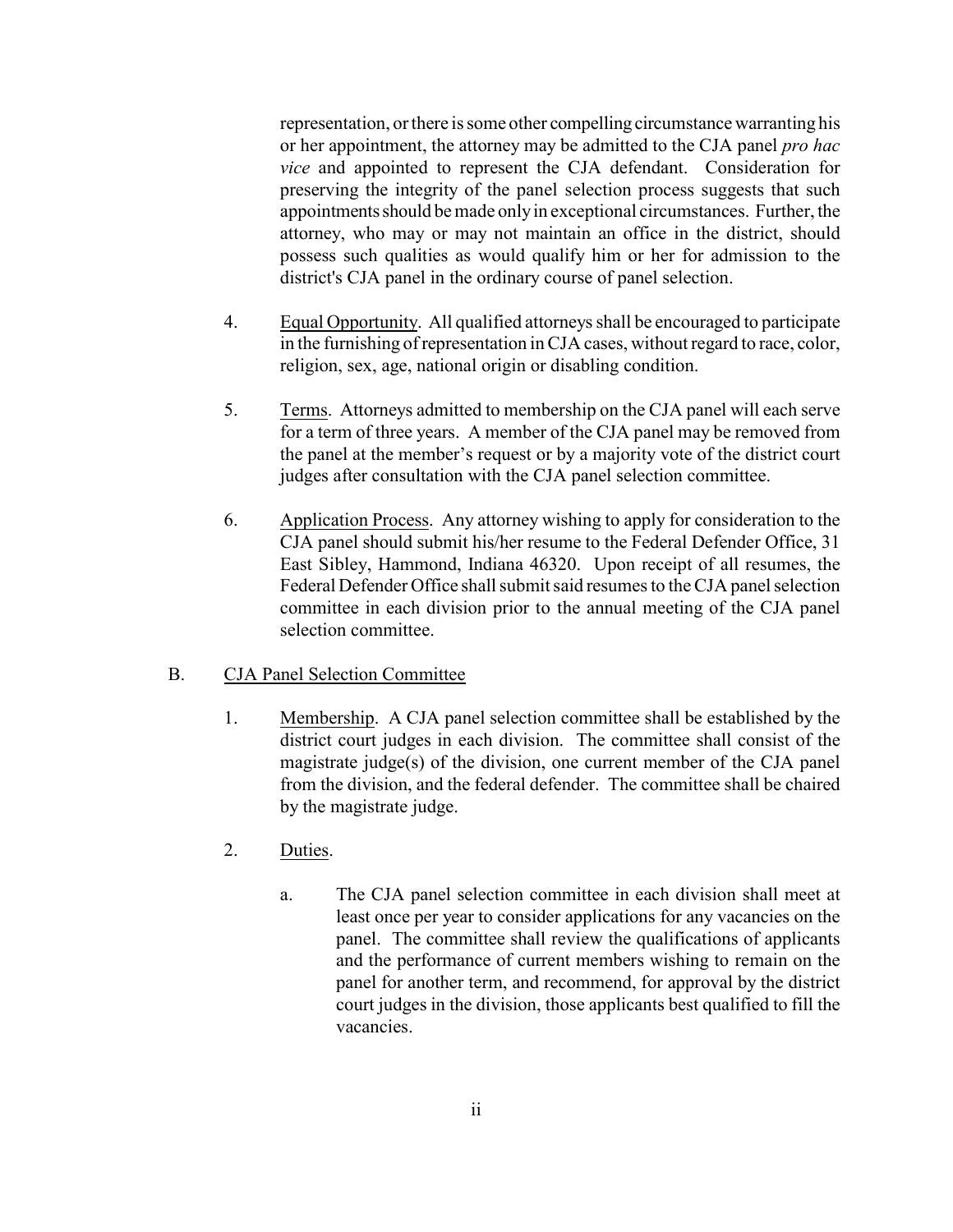representation, or there is some other compelling circumstance warranting his or her appointment, the attorney may be admitted to the CJA panel *pro hac vice* and appointed to represent the CJA defendant. Consideration for preserving the integrity of the panel selection process suggests that such appointments should be made only in exceptional circumstances. Further, the attorney, who may or may not maintain an office in the district, should possess such qualities as would qualify him or her for admission to the district's CJA panel in the ordinary course of panel selection.

4. Equal Opportunity. All qualified attorneys shall be encouraged to participate in the furnishing of representation in CJA cases, without regard to race, color, religion, sex, age, national origin or disabling condition.

5. Terms. Attorneys admitted to membership on the CJA panel will each serve for a term of three years. A member of the CJA panel may be removed from the panel at the member's request or by a majority vote of the district court judges after consultation with the CJA panel selection committee.

6. Application Process. Any attorney wishing to apply for consideration to the CJA panel should submit his/her resume to the Federal Defender Office, 31 East Sibley, Hammond, Indiana 46320. Upon receipt of all resumes, the Federal Defender Office shall submit said resumes to the CJA panel selection committee in each division prior to the annual meeting of the CJA panel selection committee.

B. CJA Panel Selection Committee

1. Membership. A CJA panel selection committee shall be established by the district court judges in each division. The committee shall consist of the magistrate judge(s) of the division, one current member of the CJA panel from the division, and the federal defender. The committee shall be chaired by the magistrate judge.

2. Duties.

   a. The CJA panel selection committee in each division shall meet at least once per year to consider applications for any vacancies on the panel. The committee shall review the qualifications of applicants and the performance of current members wishing to remain on the panel for another term, and recommend, for approval by the district court judges in the division, those applicants best qualified to fill the vacancies.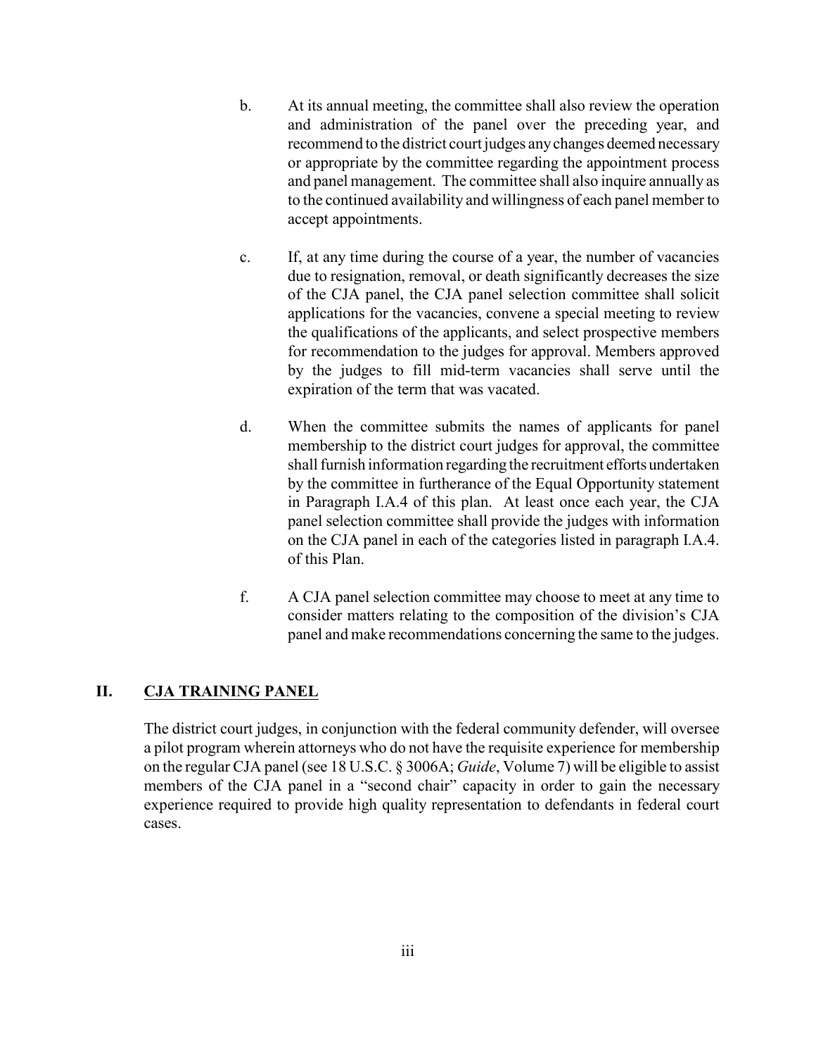b. At its annual meeting, the committee shall also review the operation and administration of the panel over the preceding year, and recommend to the district court judges any changes deemed necessary or appropriate by the committee regarding the appointment process and panel management. The committee shall also inquire annually as to the continued availability and willingness of each panel member to accept appointments.

c. If, at any time during the course of a year, the number of vacancies due to resignation, removal, or death significantly decreases the size of the CJA panel, the CJA panel selection committee shall solicit applications for the vacancies, convene a special meeting to review the qualifications of the applicants, and select prospective members for recommendation to the judges for approval. Members approved by the judges to fill mid-term vacancies shall serve until the expiration of the term that was vacated.

d. When the committee submits the names of applicants for panel membership to the district court judges for approval, the committee shall furnish information regarding the recruitment efforts undertaken by the committee in furtherance of the Equal Opportunity statement in Paragraph I.A.4 of this plan. At least once each year, the CJA panel selection committee shall provide the judges with information on the CJA panel in each of the categories listed in paragraph I.A.4. of this Plan.

f. A CJA panel selection committee may choose to meet at any time to consider matters relating to the composition of the division's CJA panel and make recommendations concerning the same to the judges.

## II. CJA TRAINING PANEL

The district court judges, in conjunction with the federal community defender, will oversee a pilot program wherein attorneys who do not have the requisite experience for membership on the regular CJA panel (see 18 U.S.C. § 3006A; *Guide*, Volume 7) will be eligible to assist members of the CJA panel in a "second chair" capacity in order to gain the necessary experience required to provide high quality representation to defendants in federal court cases.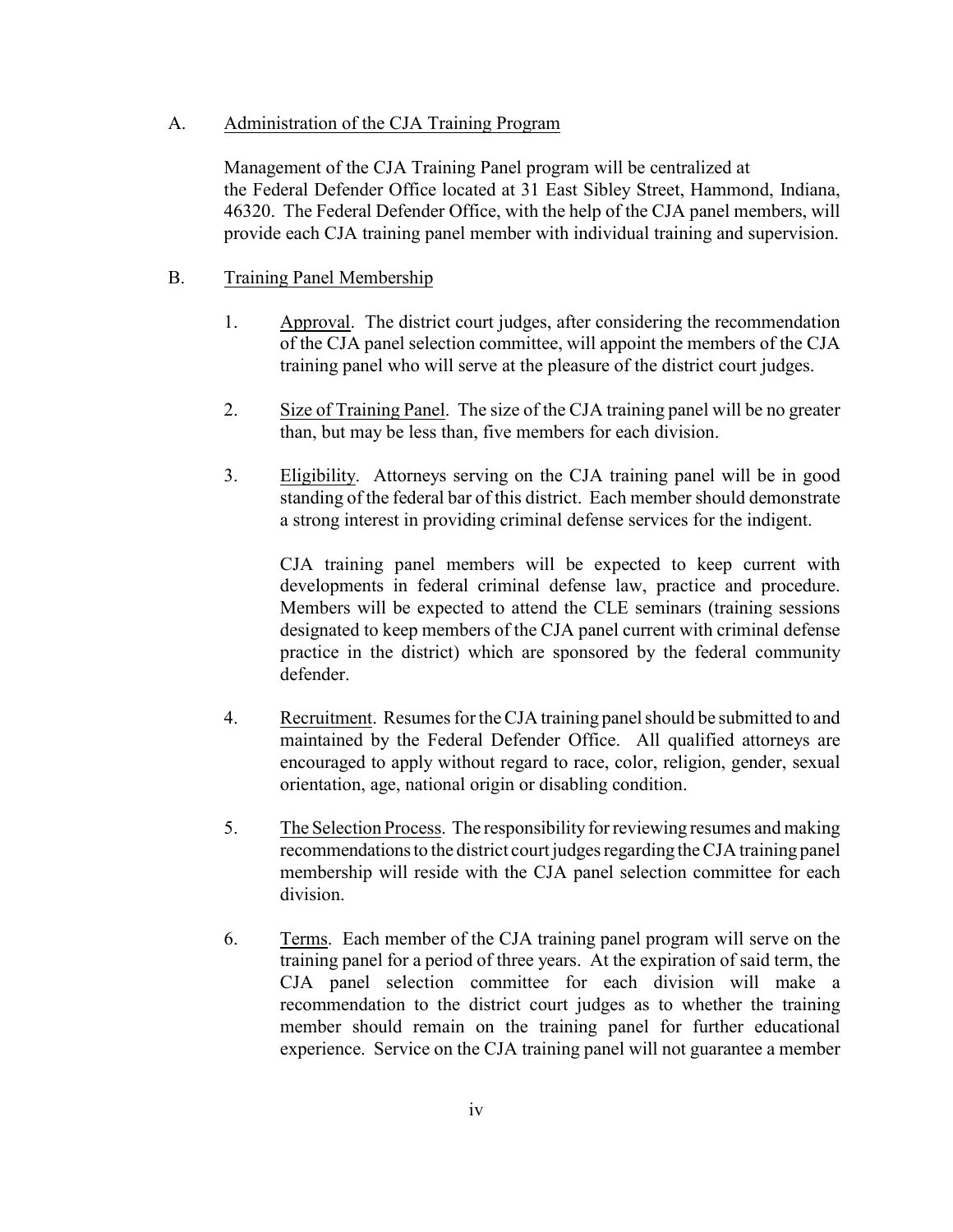A. Administration of the CJA Training Program

Management of the CJA Training Panel program will be centralized at the Federal Defender Office located at 31 East Sibley Street, Hammond, Indiana, 46320. The Federal Defender Office, with the help of the CJA panel members, will provide each CJA training panel member with individual training and supervision.

B. Training Panel Membership

1. Approval. The district court judges, after considering the recommendation of the CJA panel selection committee, will appoint the members of the CJA training panel who will serve at the pleasure of the district court judges.

2. Size of Training Panel. The size of the CJA training panel will be no greater than, but may be less than, five members for each division.

3. Eligibility. Attorneys serving on the CJA training panel will be in good standing of the federal bar of this district. Each member should demonstrate a strong interest in providing criminal defense services for the indigent.

   CJA training panel members will be expected to keep current with developments in federal criminal defense law, practice and procedure. Members will be expected to attend the CLE seminars (training sessions designated to keep members of the CJA panel current with criminal defense practice in the district) which are sponsored by the federal community defender.

4. Recruitment. Resumes for the CJA training panel should be submitted to and maintained by the Federal Defender Office. All qualified attorneys are encouraged to apply without regard to race, color, religion, gender, sexual orientation, age, national origin or disabling condition.

5. The Selection Process. The responsibility for reviewing resumes and making recommendations to the district court judges regarding the CJA training panel membership will reside with the CJA panel selection committee for each division.

6. Terms. Each member of the CJA training panel program will serve on the training panel for a period of three years. At the expiration of said term, the CJA panel selection committee for each division will make a recommendation to the district court judges as to whether the training member should remain on the training panel for further educational experience. Service on the CJA training panel will not guarantee a member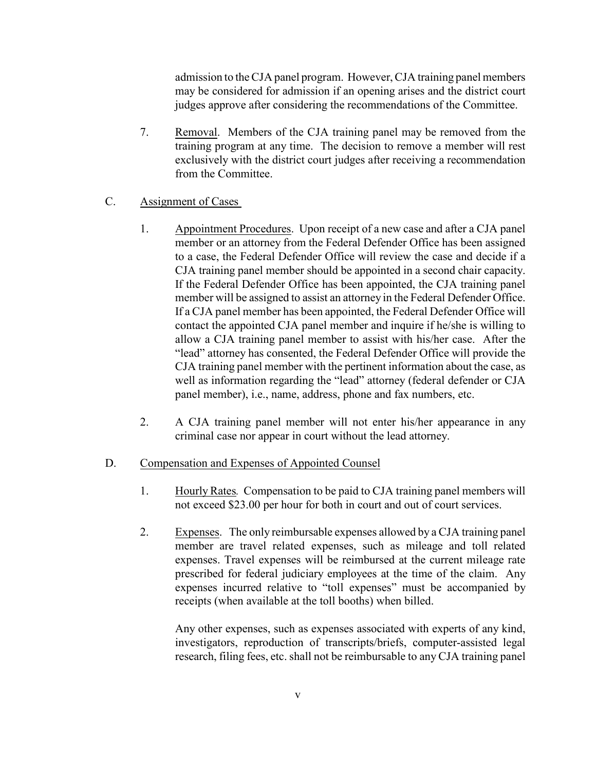admission to the CJA panel program. However, CJA training panel members may be considered for admission if an opening arises and the district court judges approve after considering the recommendations of the Committee.

7. Removal. Members of the CJA training panel may be removed from the training program at any time. The decision to remove a member will rest exclusively with the district court judges after receiving a recommendation from the Committee.

C. Assignment of Cases

1. Appointment Procedures. Upon receipt of a new case and after a CJA panel member or an attorney from the Federal Defender Office has been assigned to a case, the Federal Defender Office will review the case and decide if a CJA training panel member should be appointed in a second chair capacity. If the Federal Defender Office has been appointed, the CJA training panel member will be assigned to assist an attorney in the Federal Defender Office. If a CJA panel member has been appointed, the Federal Defender Office will contact the appointed CJA panel member and inquire if he/she is willing to allow a CJA training panel member to assist with his/her case. After the "lead" attorney has consented, the Federal Defender Office will provide the CJA training panel member with the pertinent information about the case, as well as information regarding the "lead" attorney (federal defender or CJA panel member), i.e., name, address, phone and fax numbers, etc.

2. A CJA training panel member will not enter his/her appearance in any criminal case nor appear in court without the lead attorney.

D. Compensation and Expenses of Appointed Counsel

1. Hourly Rates*.* Compensation to be paid to CJA training panel members will not exceed $23.00 per hour for both in court and out of court services.

2. Expenses. The only reimbursable expenses allowed by a CJA training panel member are travel related expenses, such as mileage and toll related expenses. Travel expenses will be reimbursed at the current mileage rate prescribed for federal judiciary employees at the time of the claim. Any expenses incurred relative to "toll expenses" must be accompanied by receipts (when available at the toll booths) when billed.

   Any other expenses, such as expenses associated with experts of any kind, investigators, reproduction of transcripts/briefs, computer-assisted legal research, filing fees, etc. shall not be reimbursable to any CJA training panel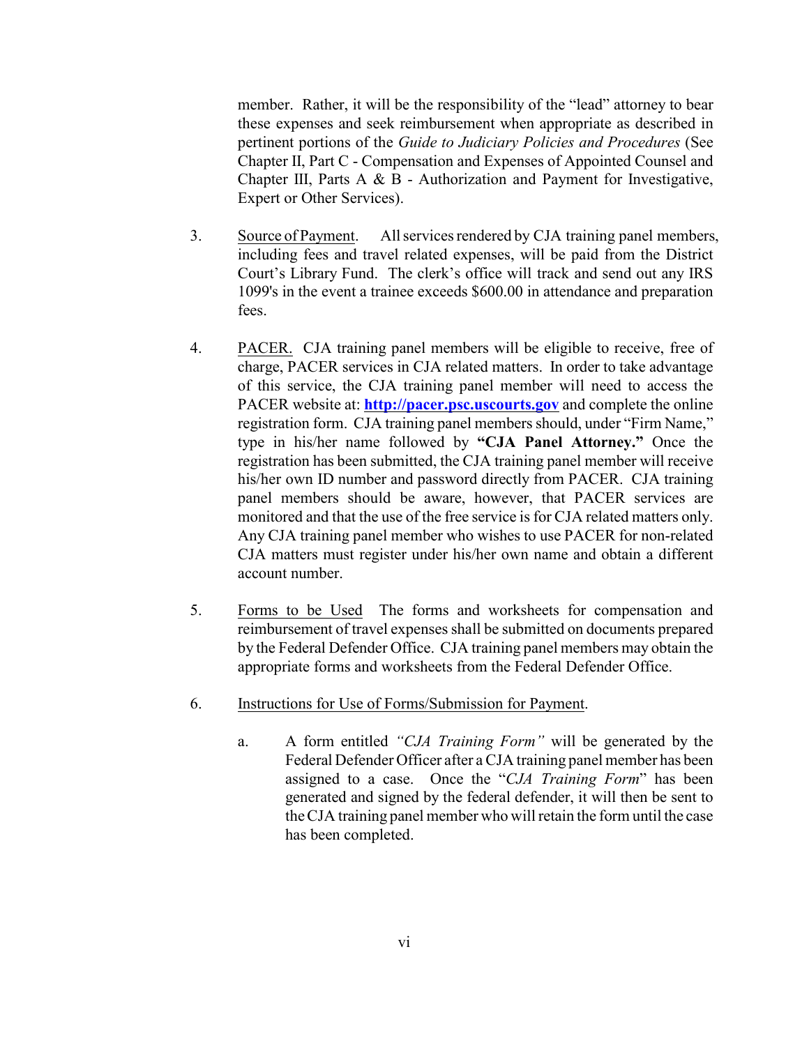member. Rather, it will be the responsibility of the "lead" attorney to bear these expenses and seek reimbursement when appropriate as described in pertinent portions of the *Guide to Judiciary Policies and Procedures* (See Chapter II, Part C - Compensation and Expenses of Appointed Counsel and Chapter III, Parts A & B - Authorization and Payment for Investigative, Expert or Other Services).

3. Source of Payment. All services rendered by CJA training panel members, including fees and travel related expenses, will be paid from the District Court's Library Fund. The clerk's office will track and send out any IRS 1099's in the event a trainee exceeds $600.00 in attendance and preparation fees.

4. PACER. CJA training panel members will be eligible to receive, free of charge, PACER services in CJA related matters. In order to take advantage of this service, the CJA training panel member will need to access the PACER website at: **http://pacer.psc.uscourts.gov** and complete the online registration form. CJA training panel members should, under "Firm Name," type in his/her name followed by **"CJA Panel Attorney."** Once the registration has been submitted, the CJA training panel member will receive his/her own ID number and password directly from PACER. CJA training panel members should be aware, however, that PACER services are monitored and that the use of the free service is for CJA related matters only. Any CJA training panel member who wishes to use PACER for non-related CJA matters must register under his/her own name and obtain a different account number.

5. Forms to be Used The forms and worksheets for compensation and reimbursement of travel expenses shall be submitted on documents prepared by the Federal Defender Office. CJA training panel members may obtain the appropriate forms and worksheets from the Federal Defender Office.

6. Instructions for Use of Forms/Submission for Payment.

   a. A form entitled *"CJA Training Form"* will be generated by the Federal Defender Officer after a CJA training panel member has been assigned to a case. Once the "*CJA Training Form*" has been generated and signed by the federal defender, it will then be sent to the CJA training panel member who will retain the form until the case has been completed.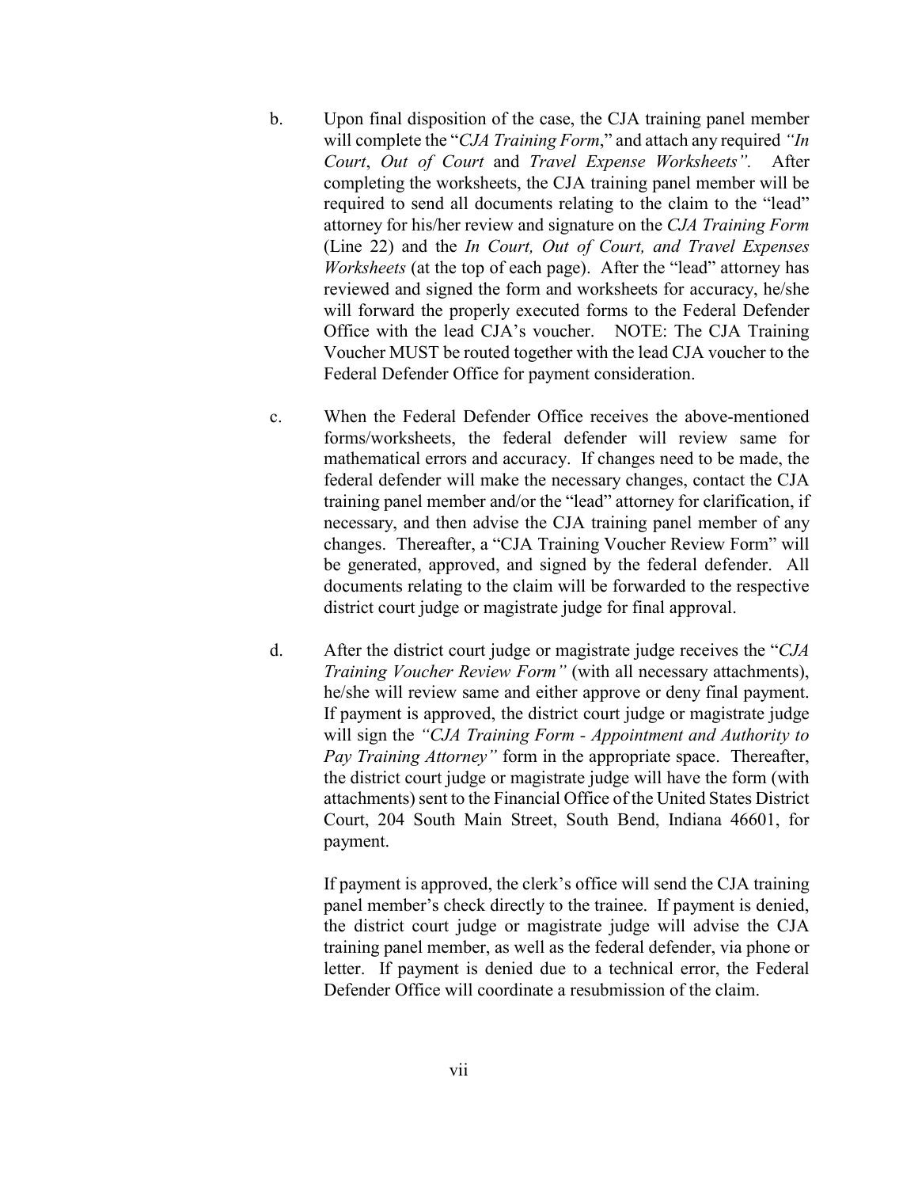b. Upon final disposition of the case, the CJA training panel member will complete the "*CJA Training Form*," and attach any required *"In Court*, *Out of Court* and *Travel Expense Worksheets"*. After completing the worksheets, the CJA training panel member will be required to send all documents relating to the claim to the "lead" attorney for his/her review and signature on the *CJA Training Form* (Line 22) and the *In Court, Out of Court, and Travel Expenses Worksheets* (at the top of each page). After the "lead" attorney has reviewed and signed the form and worksheets for accuracy, he/she will forward the properly executed forms to the Federal Defender Office with the lead CJA's voucher. NOTE: The CJA Training Voucher MUST be routed together with the lead CJA voucher to the Federal Defender Office for payment consideration.

c. When the Federal Defender Office receives the above-mentioned forms/worksheets, the federal defender will review same for mathematical errors and accuracy. If changes need to be made, the federal defender will make the necessary changes, contact the CJA training panel member and/or the "lead" attorney for clarification, if necessary, and then advise the CJA training panel member of any changes. Thereafter, a "CJA Training Voucher Review Form" will be generated, approved, and signed by the federal defender. All documents relating to the claim will be forwarded to the respective district court judge or magistrate judge for final approval.

d. After the district court judge or magistrate judge receives the "*CJA Training Voucher Review Form"* (with all necessary attachments), he/she will review same and either approve or deny final payment. If payment is approved, the district court judge or magistrate judge will sign the *"CJA Training Form - Appointment and Authority to Pay Training Attorney"* form in the appropriate space. Thereafter, the district court judge or magistrate judge will have the form (with attachments) sent to the Financial Office of the United States District Court, 204 South Main Street, South Bend, Indiana 46601, for payment.

   If payment is approved, the clerk's office will send the CJA training panel member's check directly to the trainee. If payment is denied, the district court judge or magistrate judge will advise the CJA training panel member, as well as the federal defender, via phone or letter. If payment is denied due to a technical error, the Federal Defender Office will coordinate a resubmission of the claim.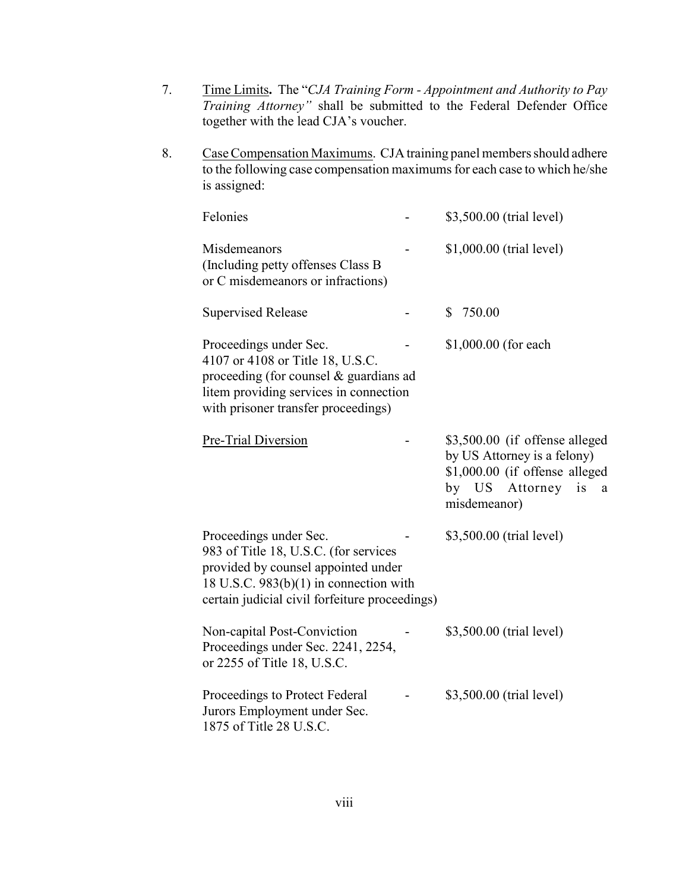7. <u>Time Limits</u>**.** The "*CJA Training Form - Appointment and Authority to Pay Training Attorney"* shall be submitted to the Federal Defender Office together with the lead CJA's voucher.

8. <u>Case Compensation Maximums</u>. CJA training panel members should adhere to the following case compensation maximums for each case to which he/she is assigned:

| | | |
|---|---|---|
| Felonies | - | \$3,500.00 (trial level) |
| Misdemeanors (Including petty offenses Class B or C misdemeanors or infractions) | - | \$1,000.00 (trial level) |
| Supervised Release | - | \$ 750.00 |
| Proceedings under Sec. 4107 or 4108 or Title 18, U.S.C. proceeding (for counsel & guardians ad litem providing services in connection with prisoner transfer proceedings) | - | \$1,000.00 (for each |
| <u>Pre-Trial Diversion</u> | - | \$3,500.00 (if offense alleged by US Attorney is a felony) \$1,000.00 (if offense alleged by US Attorney is a misdemeanor) |
| Proceedings under Sec. 983 of Title 18, U.S.C. (for services provided by counsel appointed under 18 U.S.C. 983(b)(1) in connection with certain judicial civil forfeiture proceedings) | - | \$3,500.00 (trial level) |
| Non-capital Post-Conviction Proceedings under Sec. 2241, 2254, or 2255 of Title 18, U.S.C. | - | \$3,500.00 (trial level) |
| Proceedings to Protect Federal Jurors Employment under Sec. 1875 of Title 28 U.S.C. | - | \$3,500.00 (trial level) |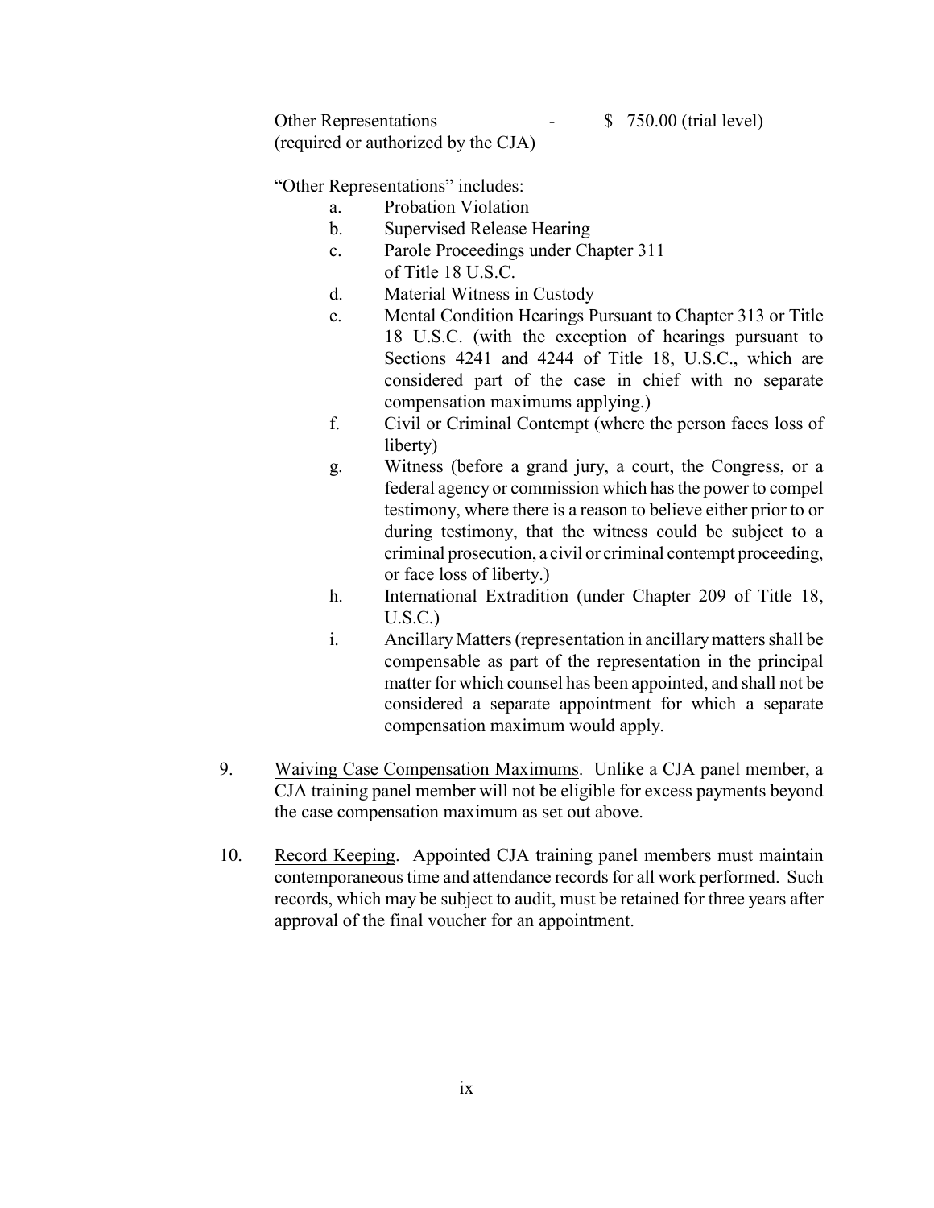Other Representations - $ 750.00 (trial level)
(required or authorized by the CJA)

"Other Representations" includes:

a. Probation Violation
b. Supervised Release Hearing
c. Parole Proceedings under Chapter 311 of Title 18 U.S.C.
d. Material Witness in Custody
e. Mental Condition Hearings Pursuant to Chapter 313 or Title 18 U.S.C. (with the exception of hearings pursuant to Sections 4241 and 4244 of Title 18, U.S.C., which are considered part of the case in chief with no separate compensation maximums applying.)
f. Civil or Criminal Contempt (where the person faces loss of liberty)
g. Witness (before a grand jury, a court, the Congress, or a federal agency or commission which has the power to compel testimony, where there is a reason to believe either prior to or during testimony, that the witness could be subject to a criminal prosecution, a civil or criminal contempt proceeding, or face loss of liberty.)
h. International Extradition (under Chapter 209 of Title 18, U.S.C.)
i. Ancillary Matters (representation in ancillary matters shall be compensable as part of the representation in the principal matter for which counsel has been appointed, and shall not be considered a separate appointment for which a separate compensation maximum would apply.

9. Waiving Case Compensation Maximums. Unlike a CJA panel member, a CJA training panel member will not be eligible for excess payments beyond the case compensation maximum as set out above.

10. Record Keeping. Appointed CJA training panel members must maintain contemporaneous time and attendance records for all work performed. Such records, which may be subject to audit, must be retained for three years after approval of the final voucher for an appointment.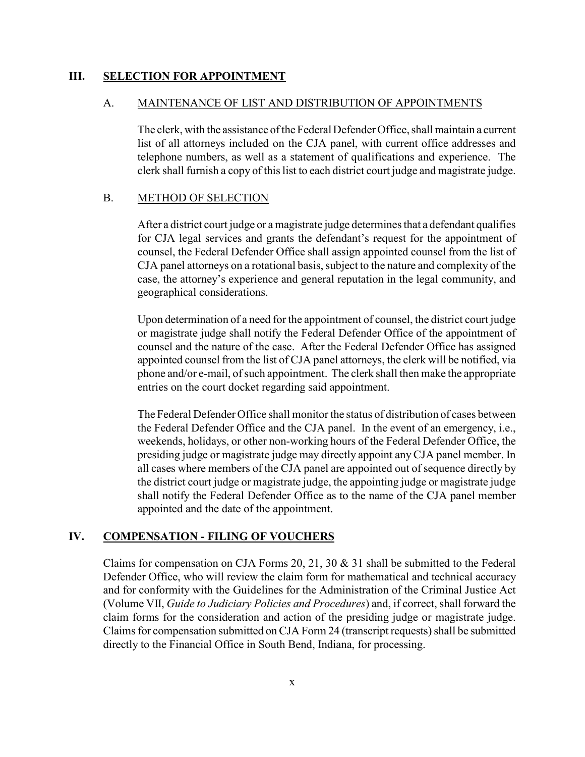## III. SELECTION FOR APPOINTMENT

### A. MAINTENANCE OF LIST AND DISTRIBUTION OF APPOINTMENTS

The clerk, with the assistance of the Federal Defender Office, shall maintain a current list of all attorneys included on the CJA panel, with current office addresses and telephone numbers, as well as a statement of qualifications and experience. The clerk shall furnish a copy of this list to each district court judge and magistrate judge.

### B. METHOD OF SELECTION

After a district court judge or a magistrate judge determines that a defendant qualifies for CJA legal services and grants the defendant's request for the appointment of counsel, the Federal Defender Office shall assign appointed counsel from the list of CJA panel attorneys on a rotational basis, subject to the nature and complexity of the case, the attorney's experience and general reputation in the legal community, and geographical considerations.

Upon determination of a need for the appointment of counsel, the district court judge or magistrate judge shall notify the Federal Defender Office of the appointment of counsel and the nature of the case. After the Federal Defender Office has assigned appointed counsel from the list of CJA panel attorneys, the clerk will be notified, via phone and/or e-mail, of such appointment. The clerk shall then make the appropriate entries on the court docket regarding said appointment.

The Federal Defender Office shall monitor the status of distribution of cases between the Federal Defender Office and the CJA panel. In the event of an emergency, i.e., weekends, holidays, or other non-working hours of the Federal Defender Office, the presiding judge or magistrate judge may directly appoint any CJA panel member. In all cases where members of the CJA panel are appointed out of sequence directly by the district court judge or magistrate judge, the appointing judge or magistrate judge shall notify the Federal Defender Office as to the name of the CJA panel member appointed and the date of the appointment.

## IV. COMPENSATION - FILING OF VOUCHERS

Claims for compensation on CJA Forms 20, 21, 30 & 31 shall be submitted to the Federal Defender Office, who will review the claim form for mathematical and technical accuracy and for conformity with the Guidelines for the Administration of the Criminal Justice Act (Volume VII, *Guide to Judiciary Policies and Procedures*) and, if correct, shall forward the claim forms for the consideration and action of the presiding judge or magistrate judge. Claims for compensation submitted on CJA Form 24 (transcript requests) shall be submitted directly to the Financial Office in South Bend, Indiana, for processing.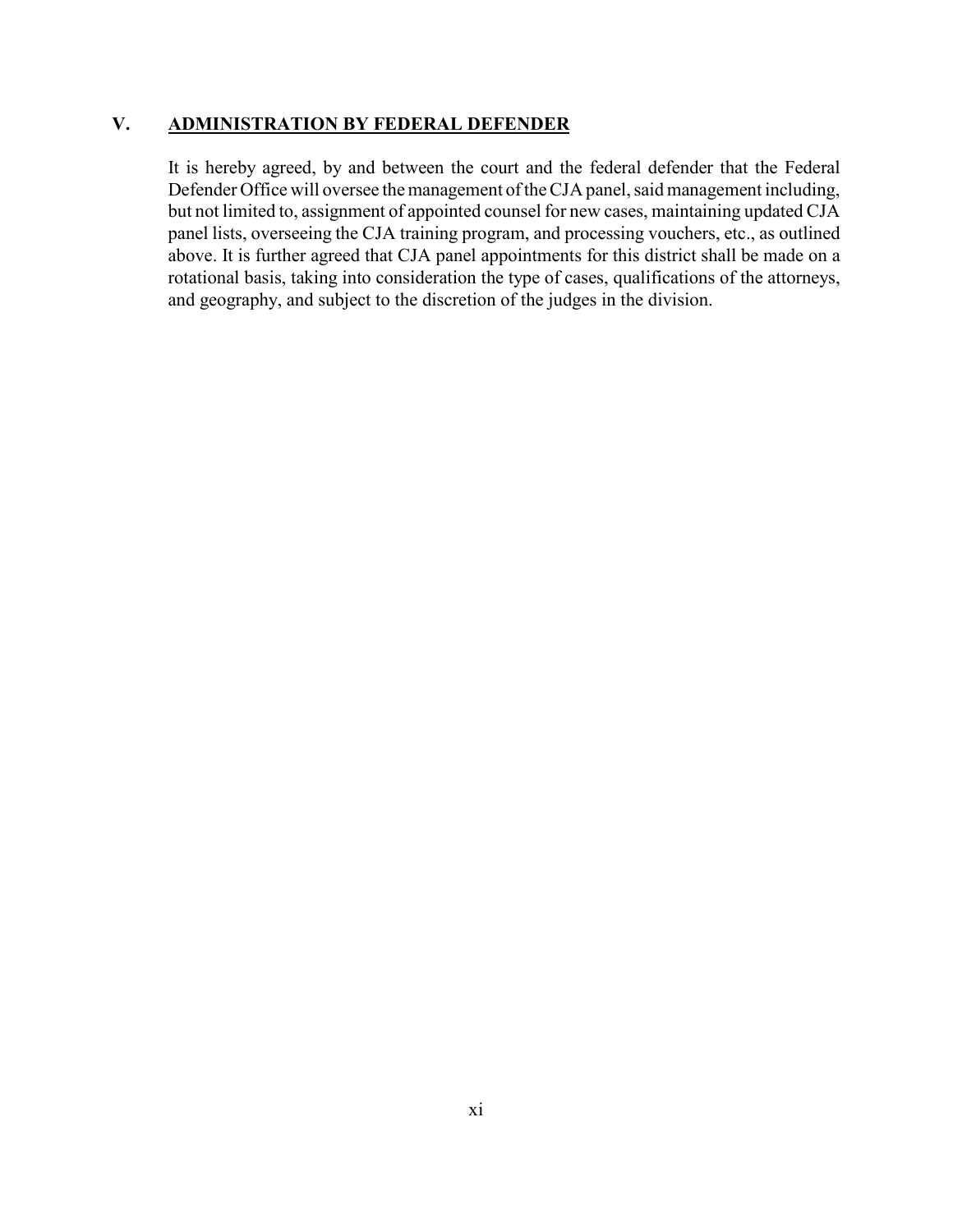## V. <u>ADMINISTRATION BY FEDERAL DEFENDER</u>

It is hereby agreed, by and between the court and the federal defender that the Federal Defender Office will oversee the management of the CJA panel, said management including, but not limited to, assignment of appointed counsel for new cases, maintaining updated CJA panel lists, overseeing the CJA training program, and processing vouchers, etc., as outlined above. It is further agreed that CJA panel appointments for this district shall be made on a rotational basis, taking into consideration the type of cases, qualifications of the attorneys, and geography, and subject to the discretion of the judges in the division.